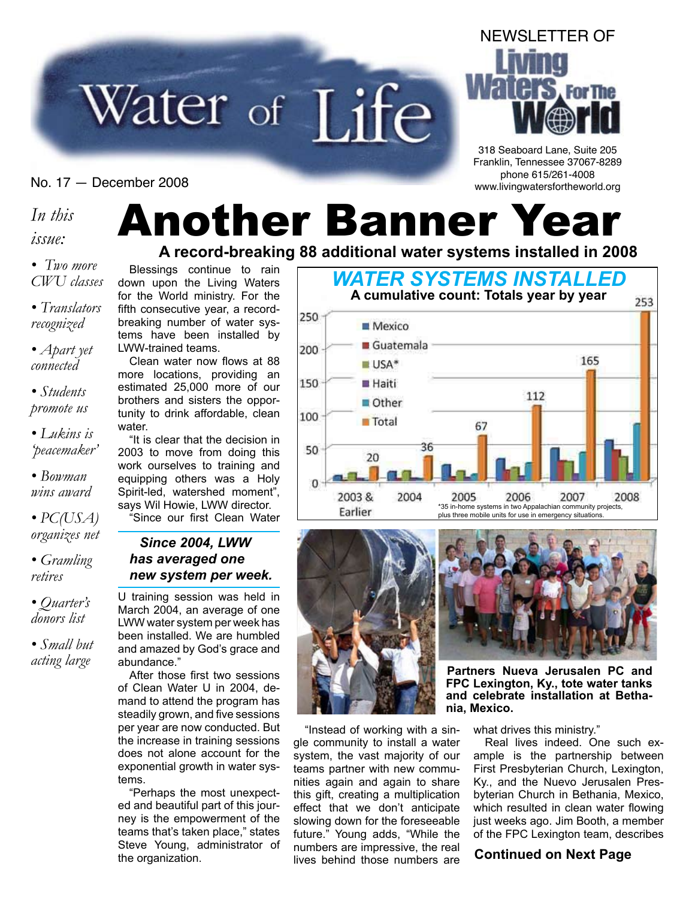# Water of Life

NEWSLETTER OF Living Waters For The World

318 Seaboard Lane, Suite 205
Franklin, Tennessee 37067-8289
phone 615/261-4008
www.livingwatersfortheworld.org

No. 17 — December 2008

*In this issue:*

- *Two more CWU classes*
- *Translators recognized*
- *Apart yet connected*
- *Students promote us*
- *Lukins is 'peacemaker'*
- *Bowman wins award*
- *PC(USA) organizes net*
- *Gramling retires*
- *Quarter's donors list*
- *Small but acting large*

# Another Banner Year

## A record-breaking 88 additional water systems installed in 2008

Blessings continue to rain down upon the Living Waters for the World ministry. For the fifth consecutive year, a record-breaking number of water systems have been installed by LWW-trained teams.

Clean water now flows at 88 more locations, providing an estimated 25,000 more of our brothers and sisters the opportunity to drink affordable, clean water.

"It is clear that the decision in 2003 to move from doing this work ourselves to training and equipping others was a Holy Spirit-led, watershed moment", says Wil Howie, LWW director.

"Since our first Clean Water U training session was held in March 2004, an average of one LWW water system per week has been installed. We are humbled and amazed by God's grace and abundance."

***Since 2004, LWW has averaged one new system per week.***

After those first two sessions of Clean Water U in 2004, demand to attend the program has steadily grown, and five sessions per year are now conducted. But the increase in training sessions does not alone account for the exponential growth in water systems.

"Perhaps the most unexpected and beautiful part of this journey is the empowerment of the teams that's taken place," states Steve Young, administrator of the organization.

**WATER SYSTEMS INSTALLED**

**A cumulative count: Totals year by year**

Mexico
Guatemala
USA*
Haiti
Other
Total

2003 & Earlier: 20
2004: 36
2005: 67
2006: 112
2007: 165
2008: 253

*35 in-home systems in two Appalachian community projects, plus three mobile units for use in emergency situations.

**Partners Nueva Jerusalen PC and FPC Lexington, Ky., tote water tanks and celebrate installation at Bethania, Mexico.**

"Instead of working with a single community to install a water system, the vast majority of our teams partner with new communities again and again to share this gift, creating a multiplication effect that we don't anticipate slowing down for the foreseeable future." Young adds, "While the numbers are impressive, the real lives behind those numbers are what drives this ministry."

Real lives indeed. One such example is the partnership between First Presbyterian Church, Lexington, Ky., and the Nuevo Jerusalen Presbyterian Church in Bethania, Mexico, which resulted in clean water flowing just weeks ago. Jim Booth, a member of the FPC Lexington team, describes

**Continued on Next Page**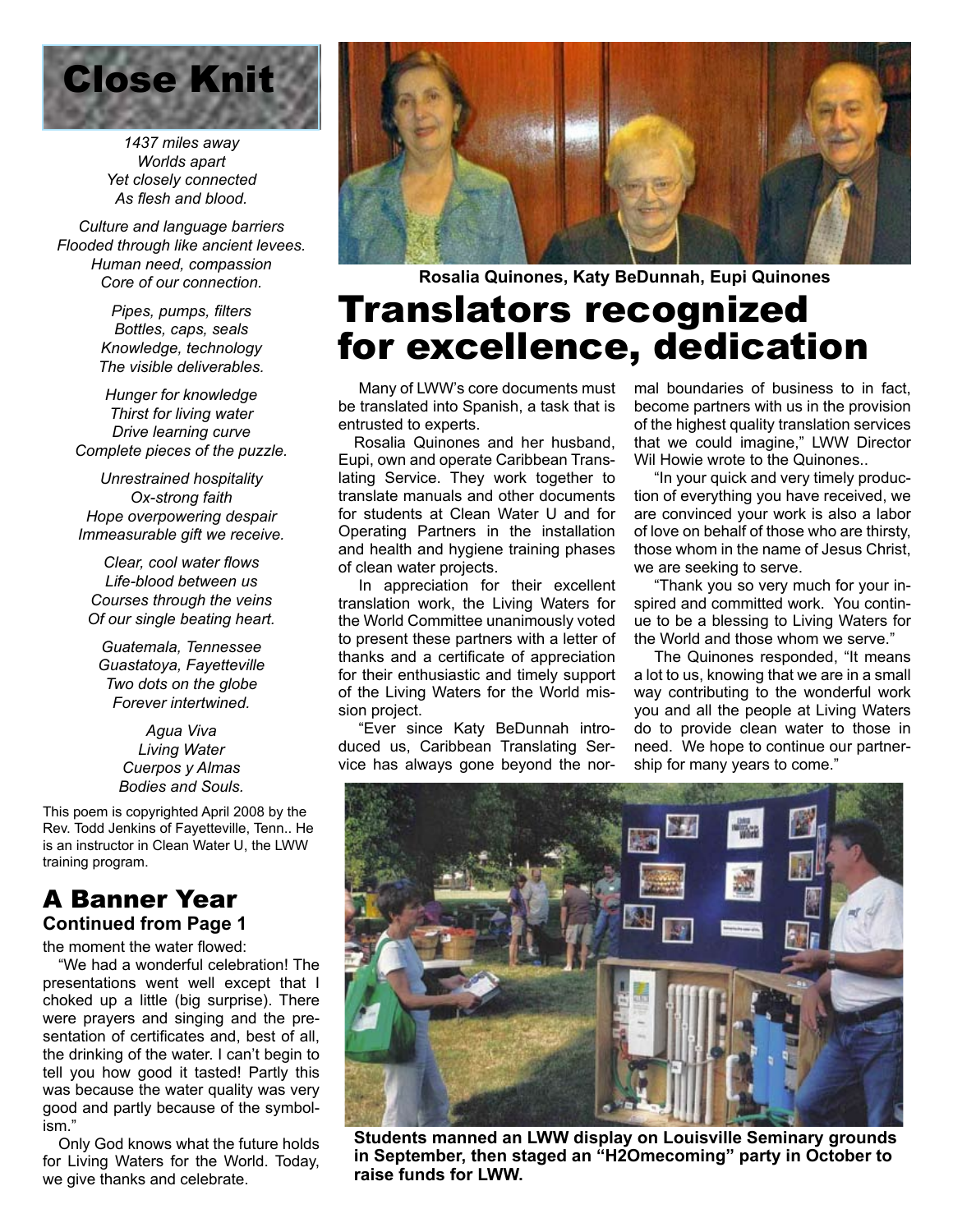## Close Knit

*1437 miles away*
*Worlds apart*
*Yet closely connected*
*As flesh and blood.*

*Culture and language barriers*
*Flooded through like ancient levees.*
*Human need, compassion*
*Core of our connection.*

*Pipes, pumps, filters*
*Bottles, caps, seals*
*Knowledge, technology*
*The visible deliverables.*

*Hunger for knowledge*
*Thirst for living water*
*Drive learning curve*
*Complete pieces of the puzzle.*

*Unrestrained hospitality*
*Ox-strong faith*
*Hope overpowering despair*
*Immeasurable gift we receive.*

*Clear, cool water flows*
*Life-blood between us*
*Courses through the veins*
*Of our single beating heart.*

*Guatemala, Tennessee*
*Guastatoya, Fayetteville*
*Two dots on the globe*
*Forever intertwined.*

*Agua Viva*
*Living Water*
*Cuerpos y Almas*
*Bodies and Souls.*

This poem is copyrighted April 2008 by the Rev. Todd Jenkins of Fayetteville, Tenn.. He is an instructor in Clean Water U, the LWW training program.

## A Banner Year

**Continued from Page 1**

the moment the water flowed:

"We had a wonderful celebration! The presentations went well except that I choked up a little (big surprise). There were prayers and singing and the presentation of certificates and, best of all, the drinking of the water. I can't begin to tell you how good it tasted! Partly this was because the water quality was very good and partly because of the symbolism."

Only God knows what the future holds for Living Waters for the World. Today, we give thanks and celebrate.

**Rosalia Quinones, Katy BeDunnah, Eupi Quinones**

# Translators recognized for excellence, dedication

Many of LWW's core documents must be translated into Spanish, a task that is entrusted to experts.

Rosalia Quinones and her husband, Eupi, own and operate Caribbean Translating Service. They work together to translate manuals and other documents for students at Clean Water U and for Operating Partners in the installation and health and hygiene training phases of clean water projects.

In appreciation for their excellent translation work, the Living Waters for the World Committee unanimously voted to present these partners with a letter of thanks and a certificate of appreciation for their enthusiastic and timely support of the Living Waters for the World mission project.

"Ever since Katy BeDunnah introduced us, Caribbean Translating Service has always gone beyond the normal boundaries of business to in fact, become partners with us in the provision of the highest quality translation services that we could imagine," LWW Director Wil Howie wrote to the Quinones..

"In your quick and very timely production of everything you have received, we are convinced your work is also a labor of love on behalf of those who are thirsty, those whom in the name of Jesus Christ, we are seeking to serve.

"Thank you so very much for your inspired and committed work. You continue to be a blessing to Living Waters for the World and those whom we serve."

The Quinones responded, "It means a lot to us, knowing that we are in a small way contributing to the wonderful work you and all the people at Living Waters do to provide clean water to those in need. We hope to continue our partnership for many years to come."

**Students manned an LWW display on Louisville Seminary grounds in September, then staged an "H2Omecoming" party in October to raise funds for LWW.**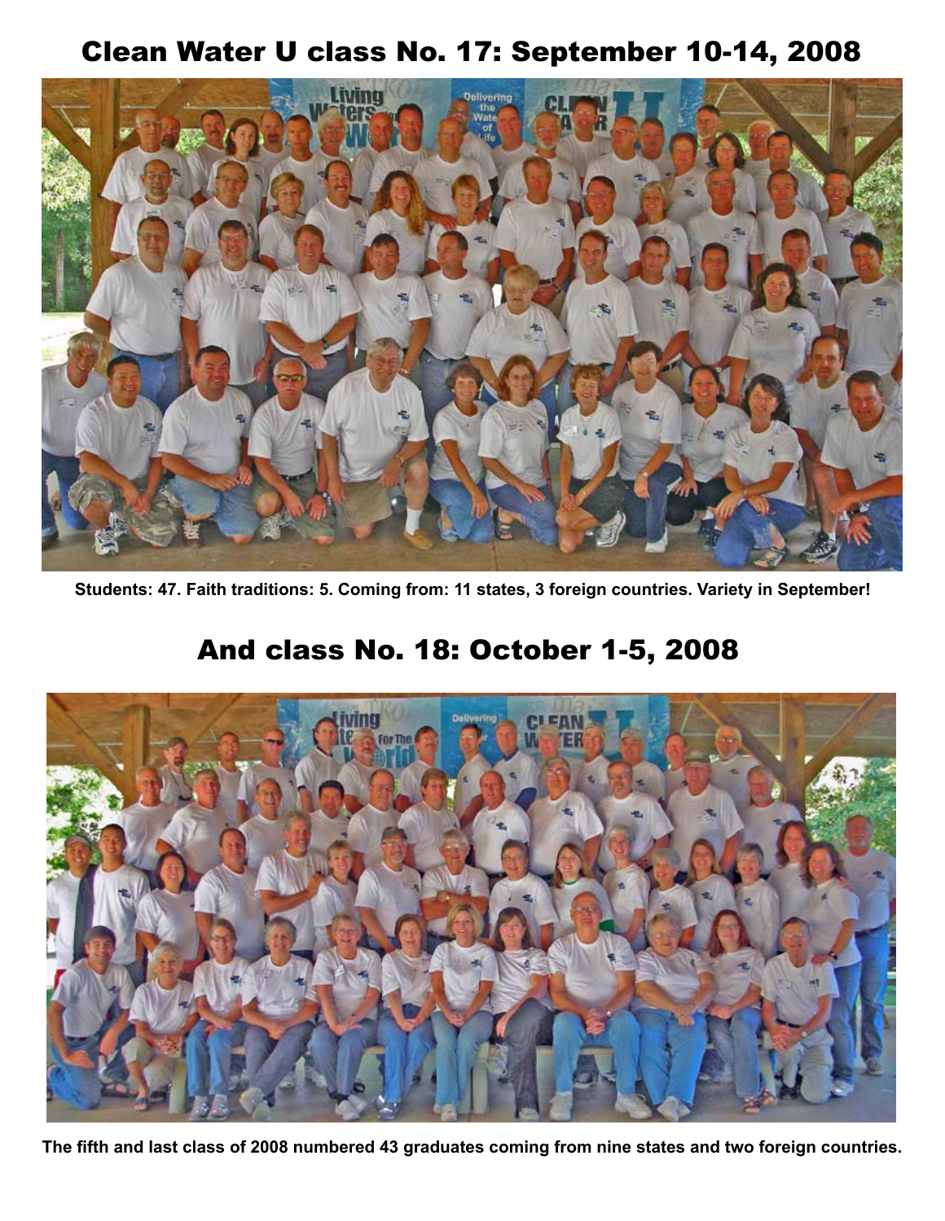# Clean Water U class No. 17: September 10-14, 2008

**Students: 47. Faith traditions: 5. Coming from: 11 states, 3 foreign countries. Variety in September!**

# And class No. 18: October 1-5, 2008

**The fifth and last class of 2008 numbered 43 graduates coming from nine states and two foreign countries.**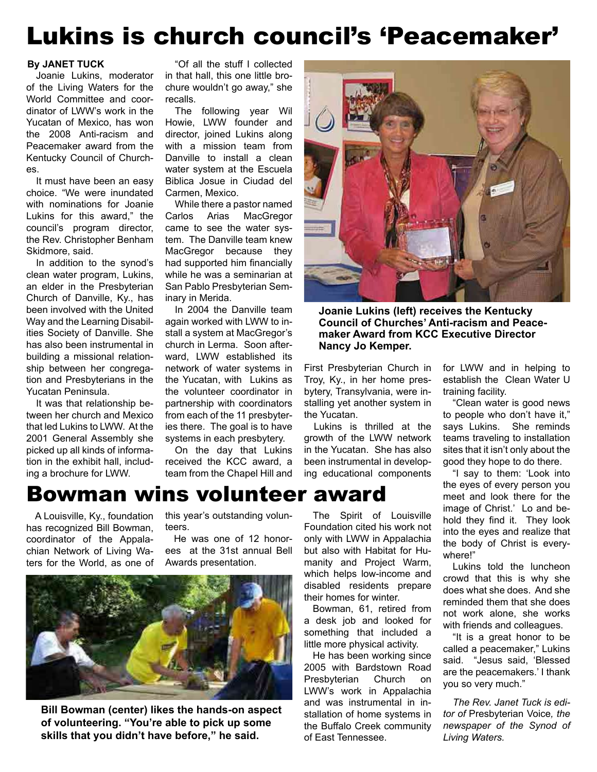# Lukins is church council's 'Peacemaker'

**By JANET TUCK**

Joanie Lukins, moderator of the Living Waters for the World Committee and coordinator of LWW's work in the Yucatan of Mexico, has won the 2008 Anti-racism and Peacemaker award from the Kentucky Council of Churches.

It must have been an easy choice. "We were inundated with nominations for Joanie Lukins for this award," the council's program director, the Rev. Christopher Benham Skidmore, said.

In addition to the synod's clean water program, Lukins, an elder in the Presbyterian Church of Danville, Ky., has been involved with the United Way and the Learning Disabilities Society of Danville. She has also been instrumental in building a missional relationship between her congregation and Presbyterians in the Yucatan Peninsula.

It was that relationship between her church and Mexico that led Lukins to LWW. At the 2001 General Assembly she picked up all kinds of information in the exhibit hall, including a brochure for LWW.

"Of all the stuff I collected in that hall, this one little brochure wouldn't go away," she recalls.

The following year Wil Howie, LWW founder and director, joined Lukins along with a mission team from Danville to install a clean water system at the Escuela Biblica Josue in Ciudad del Carmen, Mexico.

While there a pastor named Carlos Arias MacGregor came to see the water system. The Danville team knew MacGregor because they had supported him financially while he was a seminarian at San Pablo Presbyterian Seminary in Merida.

In 2004 the Danville team again worked with LWW to install a system at MacGregor's church in Lerma. Soon afterward, LWW established its network of water systems in the Yucatan, with Lukins as the volunteer coordinator in partnership with coordinators from each of the 11 presbyteries there. The goal is to have systems in each presbytery.

On the day that Lukins received the KCC award, a team from the Chapel Hill and First Presbyterian Church in Troy, Ky., in her home presbytery, Transylvania, were installing yet another system in the Yucatan.

Lukins is thrilled at the growth of the LWW network in the Yucatan. She has also been instrumental in developing educational components for LWW and in helping to establish the Clean Water U training facility.

"Clean water is good news to people who don't have it," says Lukins. She reminds teams traveling to installation sites that it isn't only about the good they hope to do there.

"I say to them: 'Look into the eyes of every person you meet and look there for the image of Christ.' Lo and behold they find it. They look into the eyes and realize that the body of Christ is everywhere!"

Lukins told the luncheon crowd that this is why she does what she does. And she reminded them that she does not work alone, she works with friends and colleagues.

"It is a great honor to be called a peacemaker," Lukins said. "Jesus said, 'Blessed are the peacemakers.' I thank you so very much."

*The Rev. Janet Tuck is editor of* Presbyterian Voice*, the newspaper of the Synod of Living Waters.*

**Joanie Lukins (left) receives the Kentucky Council of Churches' Anti-racism and Peacemaker Award from KCC Executive Director Nancy Jo Kemper.**

# Bowman wins volunteer award

A Louisville, Ky., foundation has recognized Bill Bowman, coordinator of the Appalachian Network of Living Waters for the World, as one of this year's outstanding volunteers.

He was one of 12 honorees at the 31st annual Bell Awards presentation.

The Spirit of Louisville Foundation cited his work not only with LWW in Appalachia but also with Habitat for Humanity and Project Warm, which helps low-income and disabled residents prepare their homes for winter.

Bowman, 61, retired from a desk job and looked for something that included a little more physical activity.

He has been working since 2005 with Bardstown Road Presbyterian Church on LWW's work in Appalachia and was instrumental in installation of home systems in the Buffalo Creek community of East Tennessee.

**Bill Bowman (center) likes the hands-on aspect of volunteering. "You're able to pick up some skills that you didn't have before," he said.**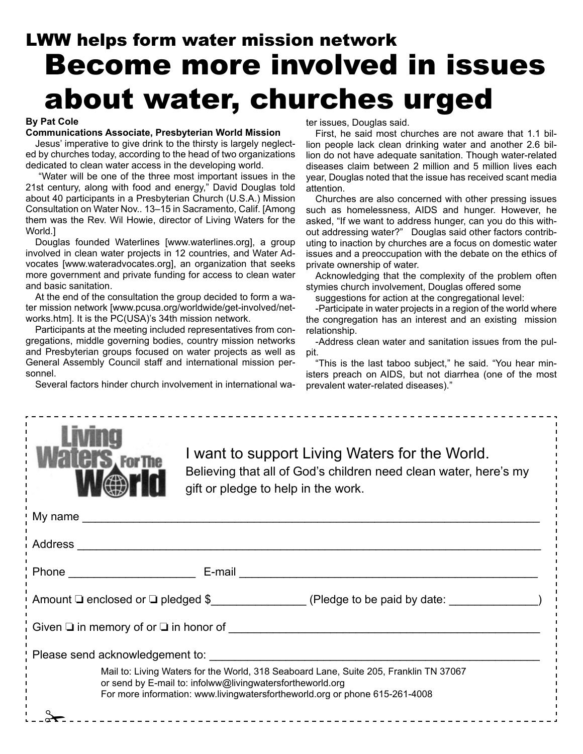## LWW helps form water mission network

# Become more involved in issues about water, churches urged

**By Pat Cole**

**Communications Associate, Presbyterian World Mission**

Jesus' imperative to give drink to the thirsty is largely neglected by churches today, according to the head of two organizations dedicated to clean water access in the developing world.

"Water will be one of the three most important issues in the 21st century, along with food and energy," David Douglas told about 40 participants in a Presbyterian Church (U.S.A.) Mission Consultation on Water Nov.. 13–15 in Sacramento, Calif. [Among them was the Rev. Wil Howie, director of Living Waters for the World.]

Douglas founded Waterlines [www.waterlines.org], a group involved in clean water projects in 12 countries, and Water Advocates [www.wateradvocates.org], an organization that seeks more government and private funding for access to clean water and basic sanitation.

At the end of the consultation the group decided to form a water mission network [www.pcusa.org/worldwide/get-involved/networks.htm]. It is the PC(USA)'s 34th mission network.

Participants at the meeting included representatives from congregations, middle governing bodies, country mission networks and Presbyterian groups focused on water projects as well as General Assembly Council staff and international mission personnel.

Several factors hinder church involvement in international water issues, Douglas said.

First, he said most churches are not aware that 1.1 billion people lack clean drinking water and another 2.6 billion do not have adequate sanitation. Though water-related diseases claim between 2 million and 5 million lives each year, Douglas noted that the issue has received scant media attention.

Churches are also concerned with other pressing issues such as homelessness, AIDS and hunger. However, he asked, "If we want to address hunger, can you do this without addressing water?" Douglas said other factors contributing to inaction by churches are a focus on domestic water issues and a preoccupation with the debate on the ethics of private ownership of water.

Acknowledging that the complexity of the problem often stymies church involvement, Douglas offered some suggestions for action at the congregational level:

-Participate in water projects in a region of the world where the congregation has an interest and an existing mission relationship.

-Address clean water and sanitation issues from the pulpit.

"This is the last taboo subject," he said. "You hear ministers preach on AIDS, but not diarrhea (one of the most prevalent water-related diseases)."

---

Living Waters For The World

I want to support Living Waters for the World.

Believing that all of God's children need clean water, here's my gift or pledge to help in the work.

My name ______________________________

Address ______________________________

Phone ____________________ E-mail ______________________________

Amount ❏ enclosed or ❏ pledged $______________ (Pledge to be paid by date: ______________)

Given ❏ in memory of or ❏ in honor of ______________________________

Please send acknowledgement to: ______________________________

Mail to: Living Waters for the World, 318 Seaboard Lane, Suite 205, Franklin TN 37067
or send by E-mail to: infolww@livingwatersfortheworld.org
For more information: www.livingwatersfortheworld.org or phone 615-261-4008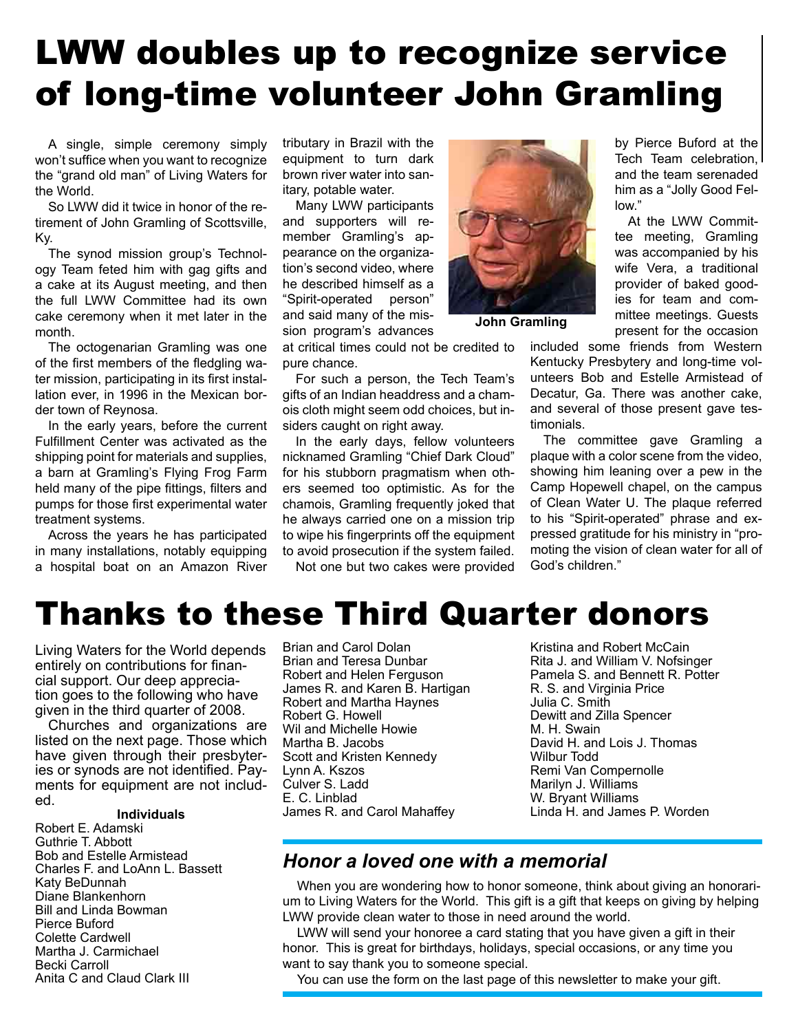# LWW doubles up to recognize service of long-time volunteer John Gramling

A single, simple ceremony simply won't suffice when you want to recognize the "grand old man" of Living Waters for the World.

So LWW did it twice in honor of the retirement of John Gramling of Scottsville, Ky.

The synod mission group's Technology Team feted him with gag gifts and a cake at its August meeting, and then the full LWW Committee had its own cake ceremony when it met later in the month.

The octogenarian Gramling was one of the first members of the fledgling water mission, participating in its first installation ever, in 1996 in the Mexican border town of Reynosa.

In the early years, before the current Fulfillment Center was activated as the shipping point for materials and supplies, a barn at Gramling's Flying Frog Farm held many of the pipe fittings, filters and pumps for those first experimental water treatment systems.

Across the years he has participated in many installations, notably equipping a hospital boat on an Amazon River tributary in Brazil with the equipment to turn dark brown river water into sanitary, potable water.

Many LWW participants and supporters will remember Gramling's appearance on the organization's second video, where he described himself as a "Spirit-operated person" and said many of the mission program's advances at critical times could not be credited to pure chance.

For such a person, the Tech Team's gifts of an Indian headdress and a chamois cloth might seem odd choices, but insiders caught on right away.

In the early days, fellow volunteers nicknamed Gramling "Chief Dark Cloud" for his stubborn pragmatism when others seemed too optimistic. As for the chamois, Gramling frequently joked that he always carried one on a mission trip to wipe his fingerprints off the equipment to avoid prosecution if the system failed.

John Gramling

Not one but two cakes were provided by Pierce Buford at the Tech Team celebration, and the team serenaded him as a "Jolly Good Fellow."

At the LWW Committee meeting, Gramling was accompanied by his wife Vera, a traditional provider of baked goodies for team and committee meetings. Guests present for the occasion included some friends from Western Kentucky Presbytery and long-time volunteers Bob and Estelle Armistead of Decatur, Ga. There was another cake, and several of those present gave testimonials.

The committee gave Gramling a plaque with a color scene from the video, showing him leaning over a pew in the Camp Hopewell chapel, on the campus of Clean Water U. The plaque referred to his "Spirit-operated" phrase and expressed gratitude for his ministry in "promoting the vision of clean water for all of God's children."

# Thanks to these Third Quarter donors

Living Waters for the World depends entirely on contributions for financial support. Our deep appreciation goes to the following who have given in the third quarter of 2008.

Churches and organizations are listed on the next page. Those which have given through their presbyteries or synods are not identified. Payments for equipment are not included.

**Individuals**

Robert E. Adamski
Guthrie T. Abbott
Bob and Estelle Armistead
Charles F. and LoAnn L. Bassett
Katy BeDunnah
Diane Blankenhorn
Bill and Linda Bowman
Pierce Buford
Colette Cardwell
Martha J. Carmichael
Becki Carroll
Anita C and Claud Clark III
Brian and Carol Dolan
Brian and Teresa Dunbar
Robert and Helen Ferguson
James R. and Karen B. Hartigan
Robert and Martha Haynes
Robert G. Howell
Wil and Michelle Howie
Martha B. Jacobs
Scott and Kristen Kennedy
Lynn A. Kszos
Culver S. Ladd
E. C. Linblad
James R. and Carol Mahaffey
Kristina and Robert McCain
Rita J. and William V. Nofsinger
Pamela S. and Bennett R. Potter
R. S. and Virginia Price
Julia C. Smith
Dewitt and Zilla Spencer
M. H. Swain
David H. and Lois J. Thomas
Wilbur Todd
Remi Van Compernolle
Marilyn J. Williams
W. Bryant Williams
Linda H. and James P. Worden

## *Honor a loved one with a memorial*

When you are wondering how to honor someone, think about giving an honorarium to Living Waters for the World. This gift is a gift that keeps on giving by helping LWW provide clean water to those in need around the world.

LWW will send your honoree a card stating that you have given a gift in their honor. This is great for birthdays, holidays, special occasions, or any time you want to say thank you to someone special.

You can use the form on the last page of this newsletter to make your gift.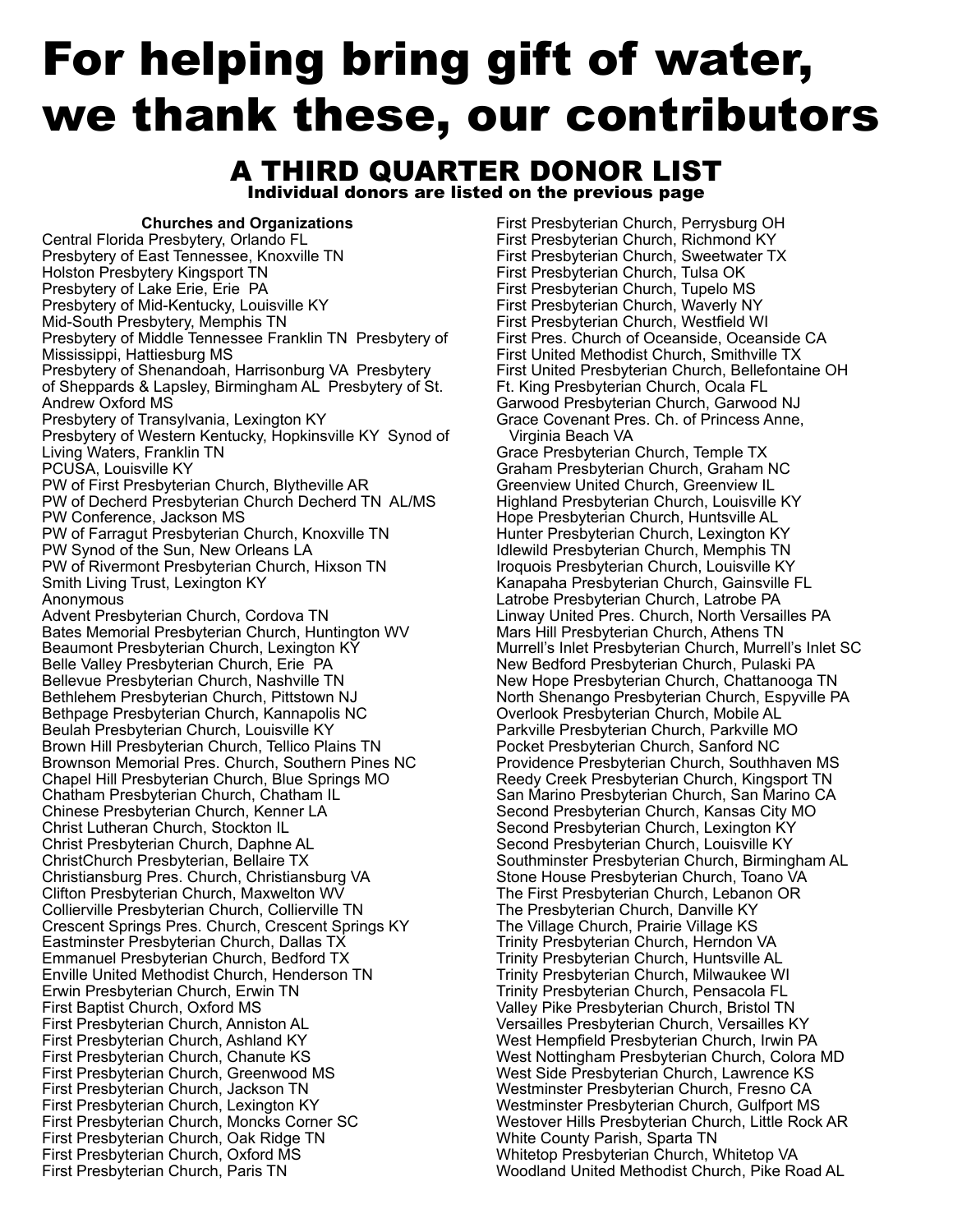# For helping bring gift of water, we thank these, our contributors

## A THIRD QUARTER DONOR LIST

**Individual donors are listed on the previous page**

**Churches and Organizations**

Central Florida Presbytery, Orlando FL
Presbytery of East Tennessee, Knoxville TN
Holston Presbytery Kingsport TN
Presbytery of Lake Erie, Erie PA
Presbytery of Mid-Kentucky, Louisville KY
Mid-South Presbytery, Memphis TN
Presbytery of Middle Tennessee Franklin TN Presbytery of Mississippi, Hattiesburg MS
Presbytery of Shenandoah, Harrisonburg VA Presbytery of Sheppards & Lapsley, Birmingham AL Presbytery of St. Andrew Oxford MS
Presbytery of Transylvania, Lexington KY
Presbytery of Western Kentucky, Hopkinsville KY Synod of Living Waters, Franklin TN
PCUSA, Louisville KY
PW of First Presbyterian Church, Blytheville AR
PW of Decherd Presbyterian Church Decherd TN AL/MS
PW Conference, Jackson MS
PW of Farragut Presbyterian Church, Knoxville TN
PW Synod of the Sun, New Orleans LA
PW of Rivermont Presbyterian Church, Hixson TN
Smith Living Trust, Lexington KY
Anonymous
Advent Presbyterian Church, Cordova TN
Bates Memorial Presbyterian Church, Huntington WV
Beaumont Presbyterian Church, Lexington KY
Belle Valley Presbyterian Church, Erie PA
Bellevue Presbyterian Church, Nashville TN
Bethlehem Presbyterian Church, Pittstown NJ
Bethpage Presbyterian Church, Kannapolis NC
Beulah Presbyterian Church, Louisville KY
Brown Hill Presbyterian Church, Tellico Plains TN
Brownson Memorial Pres. Church, Southern Pines NC
Chapel Hill Presbyterian Church, Blue Springs MO
Chatham Presbyterian Church, Chatham IL
Chinese Presbyterian Church, Kenner LA
Christ Lutheran Church, Stockton IL
Christ Presbyterian Church, Daphne AL
ChristChurch Presbyterian, Bellaire TX
Christiansburg Pres. Church, Christiansburg VA
Clifton Presbyterian Church, Maxwelton WV
Collierville Presbyterian Church, Collierville TN
Crescent Springs Pres. Church, Crescent Springs KY
Eastminster Presbyterian Church, Dallas TX
Emmanuel Presbyterian Church, Bedford TX
Enville United Methodist Church, Henderson TN
Erwin Presbyterian Church, Erwin TN
First Baptist Church, Oxford MS
First Presbyterian Church, Anniston AL
First Presbyterian Church, Ashland KY
First Presbyterian Church, Chanute KS
First Presbyterian Church, Greenwood MS
First Presbyterian Church, Jackson TN
First Presbyterian Church, Lexington KY
First Presbyterian Church, Moncks Corner SC
First Presbyterian Church, Oak Ridge TN
First Presbyterian Church, Oxford MS
First Presbyterian Church, Paris TN
First Presbyterian Church, Perrysburg OH
First Presbyterian Church, Richmond KY
First Presbyterian Church, Sweetwater TX
First Presbyterian Church, Tulsa OK
First Presbyterian Church, Tupelo MS
First Presbyterian Church, Waverly NY
First Presbyterian Church, Westfield WI
First Pres. Church of Oceanside, Oceanside CA
First United Methodist Church, Smithville TX
First United Presbyterian Church, Bellefontaine OH
Ft. King Presbyterian Church, Ocala FL
Garwood Presbyterian Church, Garwood NJ
Grace Covenant Pres. Ch. of Princess Anne, Virginia Beach VA
Grace Presbyterian Church, Temple TX
Graham Presbyterian Church, Graham NC
Greenview United Church, Greenview IL
Highland Presbyterian Church, Louisville KY
Hope Presbyterian Church, Huntsville AL
Hunter Presbyterian Church, Lexington KY
Idlewild Presbyterian Church, Memphis TN
Iroquois Presbyterian Church, Louisville KY
Kanapaha Presbyterian Church, Gainsville FL
Latrobe Presbyterian Church, Latrobe PA
Linway United Pres. Church, North Versailles PA
Mars Hill Presbyterian Church, Athens TN
Murrell's Inlet Presbyterian Church, Murrell's Inlet SC
New Bedford Presbyterian Church, Pulaski PA
New Hope Presbyterian Church, Chattanooga TN
North Shenango Presbyterian Church, Espyville PA
Overlook Presbyterian Church, Mobile AL
Parkville Presbyterian Church, Parkville MO
Pocket Presbyterian Church, Sanford NC
Providence Presbyterian Church, Southhaven MS
Reedy Creek Presbyterian Church, Kingsport TN
San Marino Presbyterian Church, San Marino CA
Second Presbyterian Church, Kansas City MO
Second Presbyterian Church, Lexington KY
Second Presbyterian Church, Louisville KY
Southminster Presbyterian Church, Birmingham AL
Stone House Presbyterian Church, Toano VA
The First Presbyterian Church, Lebanon OR
The Presbyterian Church, Danville KY
The Village Church, Prairie Village KS
Trinity Presbyterian Church, Herndon VA
Trinity Presbyterian Church, Huntsville AL
Trinity Presbyterian Church, Milwaukee WI
Trinity Presbyterian Church, Pensacola FL
Valley Pike Presbyterian Church, Bristol TN
Versailles Presbyterian Church, Versailles KY
West Hempfield Presbyterian Church, Irwin PA
West Nottingham Presbyterian Church, Colora MD
West Side Presbyterian Church, Lawrence KS
Westminster Presbyterian Church, Fresno CA
Westminster Presbyterian Church, Gulfport MS
Westover Hills Presbyterian Church, Little Rock AR
White County Parish, Sparta TN
Whitetop Presbyterian Church, Whitetop VA
Woodland United Methodist Church, Pike Road AL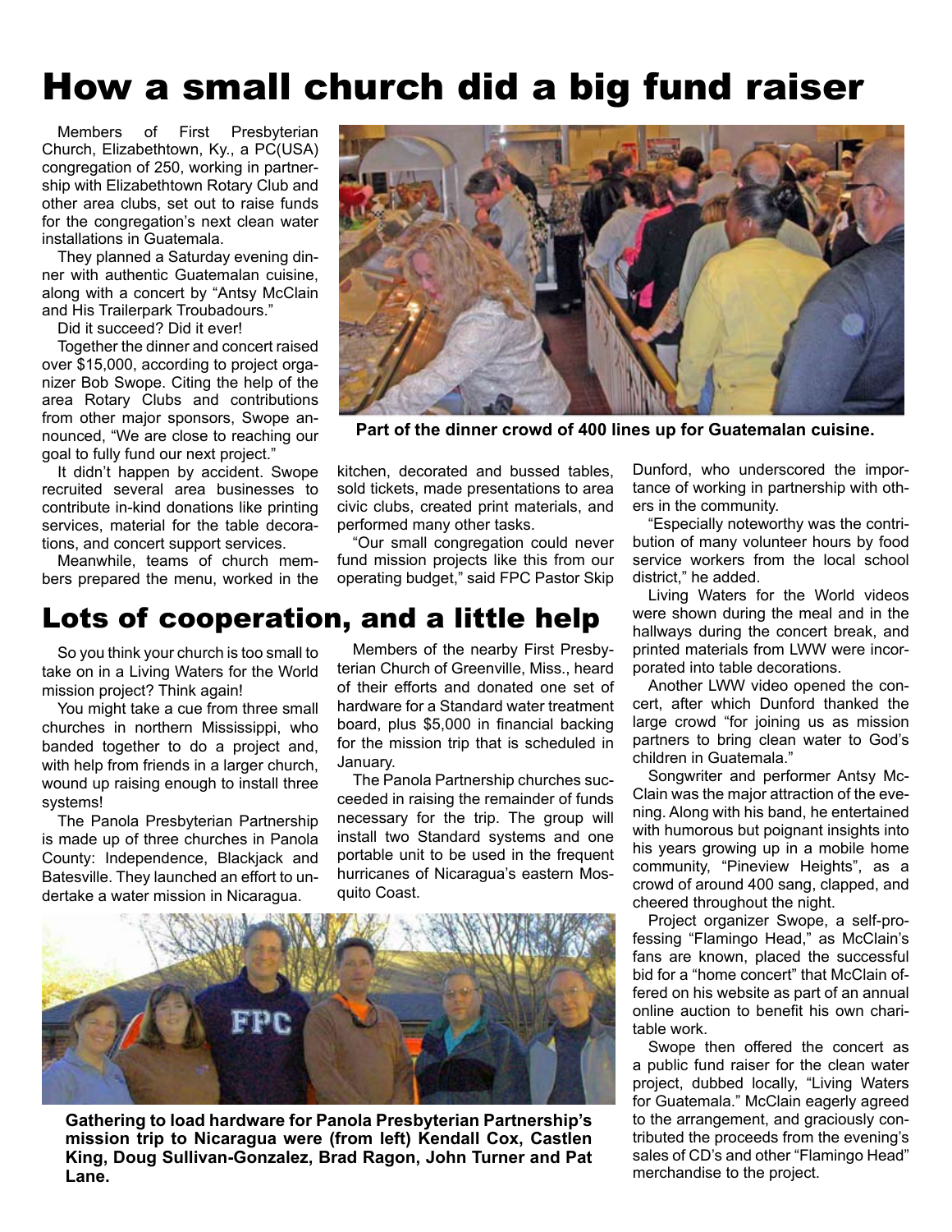# How a small church did a big fund raiser

Members of First Presbyterian Church, Elizabethtown, Ky., a PC(USA) congregation of 250, working in partnership with Elizabethtown Rotary Club and other area clubs, set out to raise funds for the congregation's next clean water installations in Guatemala.

They planned a Saturday evening dinner with authentic Guatemalan cuisine, along with a concert by "Antsy McClain and His Trailerpark Troubadours."

Did it succeed? Did it ever!

Together the dinner and concert raised over $15,000, according to project organizer Bob Swope. Citing the help of the area Rotary Clubs and contributions from other major sponsors, Swope announced, "We are close to reaching our goal to fully fund our next project."

It didn't happen by accident. Swope recruited several area businesses to contribute in-kind donations like printing services, material for the table decorations, and concert support services.

Meanwhile, teams of church members prepared the menu, worked in the kitchen, decorated and bussed tables, sold tickets, made presentations to area civic clubs, created print materials, and performed many other tasks.

"Our small congregation could never fund mission projects like this from our operating budget," said FPC Pastor Skip Dunford, who underscored the importance of working in partnership with others in the community.

"Especially noteworthy was the contribution of many volunteer hours by food service workers from the local school district," he added.

Living Waters for the World videos were shown during the meal and in the hallways during the concert break, and printed materials from LWW were incorporated into table decorations.

Another LWW video opened the concert, after which Dunford thanked the large crowd "for joining us as mission partners to bring clean water to God's children in Guatemala."

Songwriter and performer Antsy McClain was the major attraction of the evening. Along with his band, he entertained with humorous but poignant insights into his years growing up in a mobile home community, "Pineview Heights", as a crowd of around 400 sang, clapped, and cheered throughout the night.

Project organizer Swope, a self-professing "Flamingo Head," as McClain's fans are known, placed the successful bid for a "home concert" that McClain offered on his website as part of an annual online auction to benefit his own charitable work.

Swope then offered the concert as a public fund raiser for the clean water project, dubbed locally, "Living Waters for Guatemala." McClain eagerly agreed to the arrangement, and graciously contributed the proceeds from the evening's sales of CD's and other "Flamingo Head" merchandise to the project.

**Part of the dinner crowd of 400 lines up for Guatemalan cuisine.**

# Lots of cooperation, and a little help

So you think your church is too small to take on in a Living Waters for the World mission project? Think again!

You might take a cue from three small churches in northern Mississippi, who banded together to do a project and, with help from friends in a larger church, wound up raising enough to install three systems!

The Panola Presbyterian Partnership is made up of three churches in Panola County: Independence, Blackjack and Batesville. They launched an effort to undertake a water mission in Nicaragua.

Members of the nearby First Presbyterian Church of Greenville, Miss., heard of their efforts and donated one set of hardware for a Standard water treatment board, plus $5,000 in financial backing for the mission trip that is scheduled in January.

The Panola Partnership churches succeeded in raising the remainder of funds necessary for the trip. The group will install two Standard systems and one portable unit to be used in the frequent hurricanes of Nicaragua's eastern Mosquito Coast.

**Gathering to load hardware for Panola Presbyterian Partnership's mission trip to Nicaragua were (from left) Kendall Cox, Castlen King, Doug Sullivan-Gonzalez, Brad Ragon, John Turner and Pat Lane.**